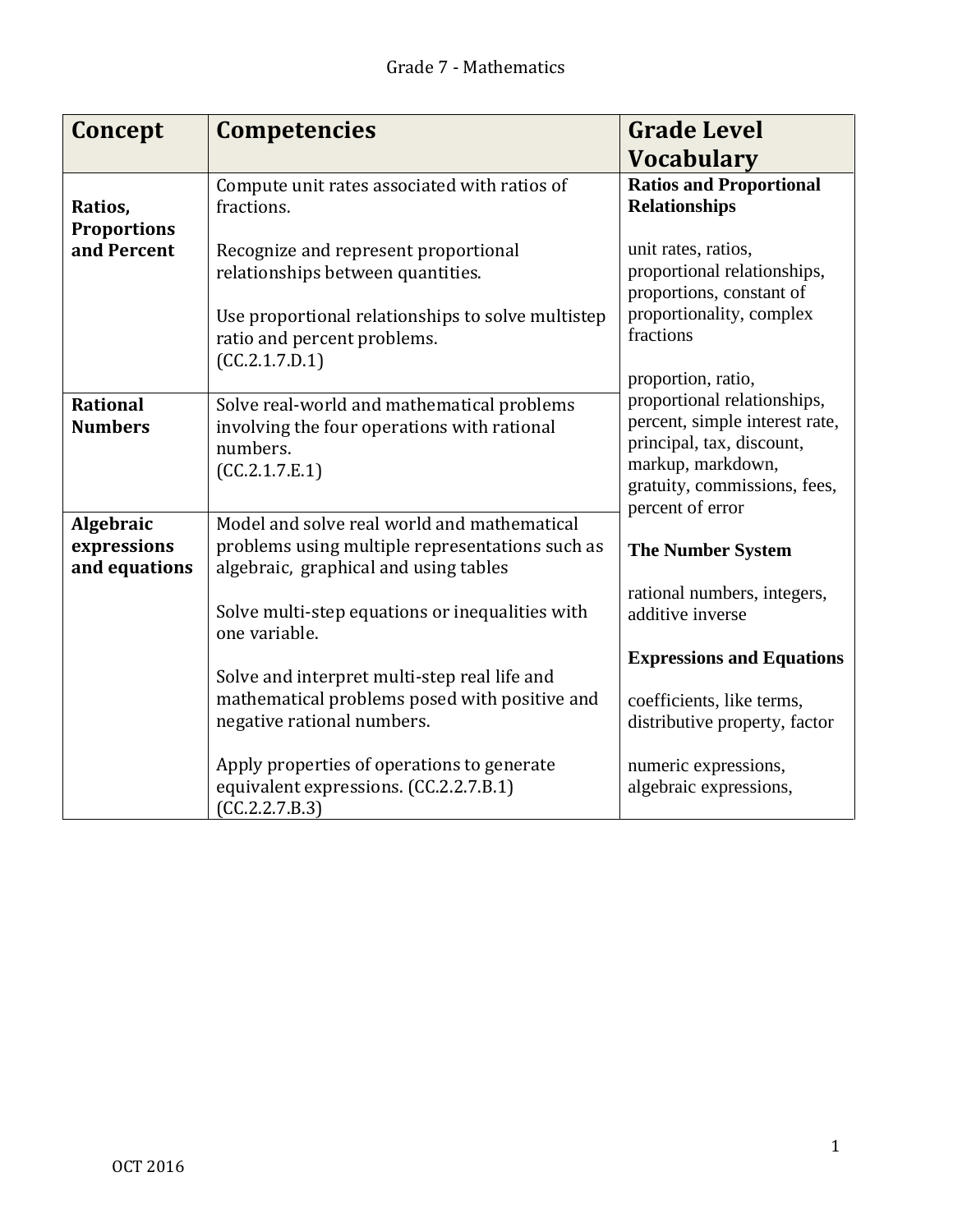Grade 7 - Mathematics

| Concept | Competencies | Grade Level Vocabulary |
|---|---|---|
| **Ratios, Proportions and Percent** | Compute unit rates associated with ratios of fractions.<br><br>Recognize and represent proportional relationships between quantities.<br><br>Use proportional relationships to solve multistep ratio and percent problems.<br>(CC.2.1.7.D.1) | **Ratios and Proportional Relationships**<br><br>unit rates, ratios, proportional relationships, proportions, constant of proportionality, complex fractions<br><br>proportion, ratio, proportional relationships, percent, simple interest rate, principal, tax, discount, markup, markdown, gratuity, commissions, fees, percent of error<br><br>**The Number System**<br><br>rational numbers, integers, additive inverse<br><br>**Expressions and Equations**<br><br>coefficients, like terms, distributive property, factor<br><br>numeric expressions, algebraic expressions, |
| **Rational Numbers** | Solve real-world and mathematical problems involving the four operations with rational numbers.<br>(CC.2.1.7.E.1) | |
| **Algebraic expressions and equations** | Model and solve real world and mathematical problems using multiple representations such as algebraic, graphical and using tables<br><br>Solve multi-step equations or inequalities with one variable.<br><br>Solve and interpret multi-step real life and mathematical problems posed with positive and negative rational numbers.<br><br>Apply properties of operations to generate equivalent expressions. (CC.2.2.7.B.1)<br>(CC.2.2.7.B.3) | |

OCT 2016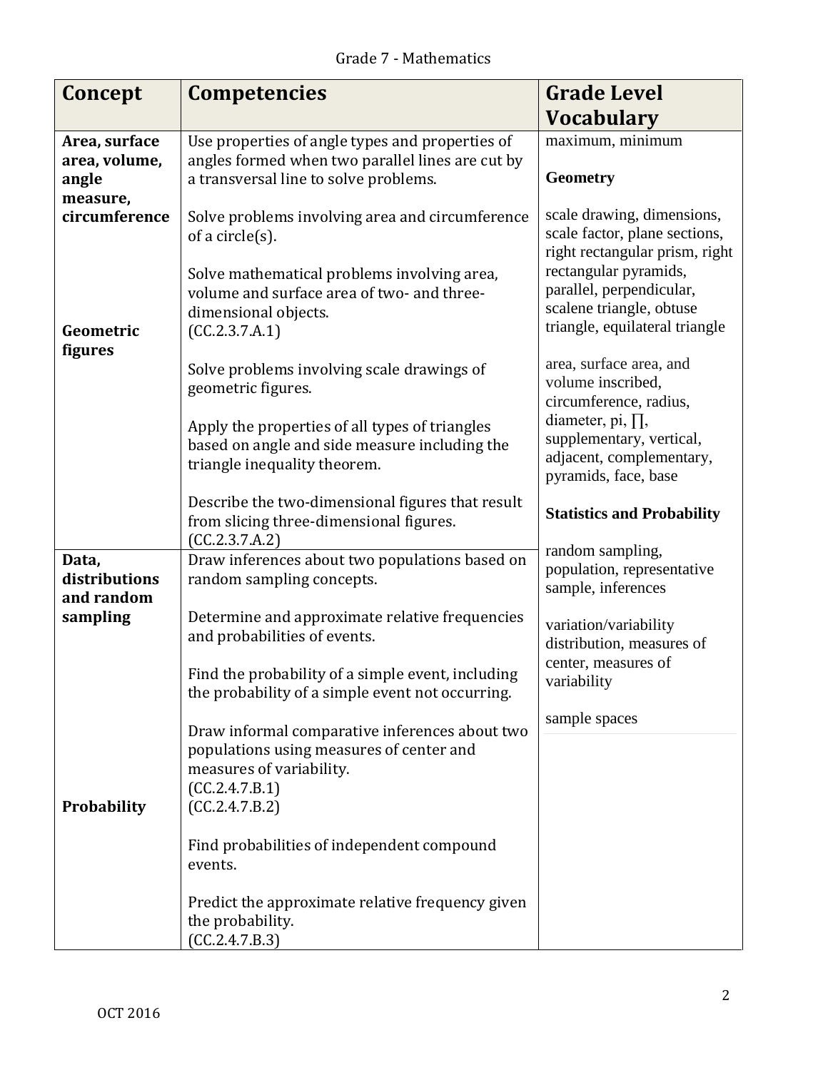Grade 7 - Mathematics

| Concept | Competencies | Grade Level Vocabulary |
|---|---|---|
| **Area, surface area, volume, angle measure, circumference**<br><br>**Geometric figures** | Use properties of angle types and properties of angles formed when two parallel lines are cut by a transversal line to solve problems.<br><br>Solve problems involving area and circumference of a circle(s).<br><br>Solve mathematical problems involving area, volume and surface area of two- and three-dimensional objects.<br>(CC.2.3.7.A.1)<br><br>Solve problems involving scale drawings of geometric figures.<br><br>Apply the properties of all types of triangles based on angle and side measure including the triangle inequality theorem.<br><br>Describe the two-dimensional figures that result from slicing three-dimensional figures.<br>(CC.2.3.7.A.2) | maximum, minimum<br><br>**Geometry**<br><br>scale drawing, dimensions, scale factor, plane sections, right rectangular prism, right rectangular pyramids, parallel, perpendicular, scalene triangle, obtuse triangle, equilateral triangle<br><br>area, surface area, and volume inscribed, circumference, radius, diameter, pi, ∏, supplementary, vertical, adjacent, complementary, pyramids, face, base<br><br>**Statistics and Probability**<br><br>random sampling, population, representative sample, inferences<br><br>variation/variability distribution, measures of center, measures of variability<br><br>sample spaces |
| **Data, distributions and random sampling**<br><br>**Probability** | Draw inferences about two populations based on random sampling concepts.<br><br>Determine and approximate relative frequencies and probabilities of events.<br><br>Find the probability of a simple event, including the probability of a simple event not occurring.<br><br>Draw informal comparative inferences about two populations using measures of center and measures of variability.<br>(CC.2.4.7.B.1)<br>(CC.2.4.7.B.2)<br><br>Find probabilities of independent compound events.<br><br>Predict the approximate relative frequency given the probability.<br>(CC.2.4.7.B.3) | |

OCT 2016